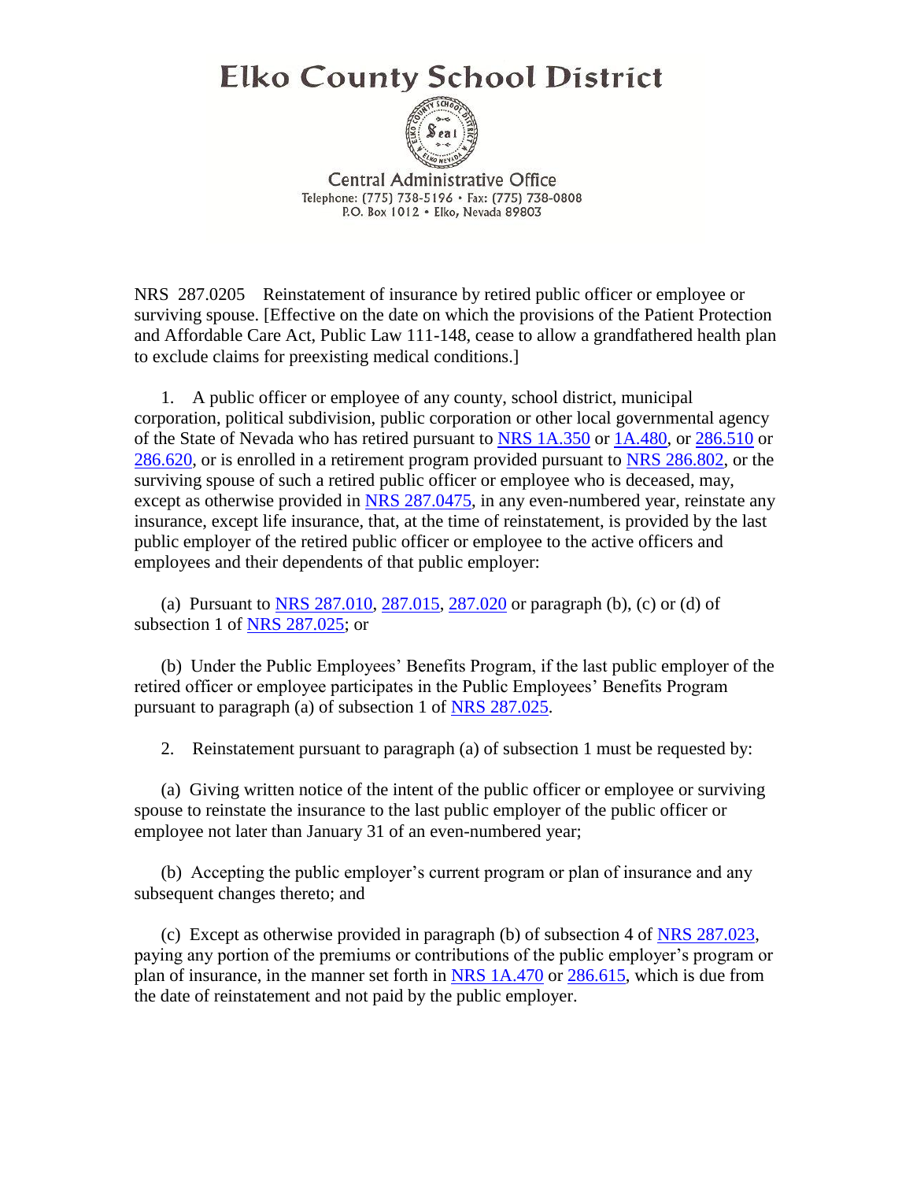# Elko County School District

Central Administrative Office
Telephone: (775) 738-5196 • Fax: (775) 738-0808
P.O. Box 1012 • Elko, Nevada 89803

NRS 287.0205 Reinstatement of insurance by retired public officer or employee or surviving spouse. [Effective on the date on which the provisions of the Patient Protection and Affordable Care Act, Public Law 111-148, cease to allow a grandfathered health plan to exclude claims for preexisting medical conditions.]

1. A public officer or employee of any county, school district, municipal corporation, political subdivision, public corporation or other local governmental agency of the State of Nevada who has retired pursuant to NRS 1A.350 or 1A.480, or 286.510 or 286.620, or is enrolled in a retirement program provided pursuant to NRS 286.802, or the surviving spouse of such a retired public officer or employee who is deceased, may, except as otherwise provided in NRS 287.0475, in any even-numbered year, reinstate any insurance, except life insurance, that, at the time of reinstatement, is provided by the last public employer of the retired public officer or employee to the active officers and employees and their dependents of that public employer:

(a) Pursuant to NRS 287.010, 287.015, 287.020 or paragraph (b), (c) or (d) of subsection 1 of NRS 287.025; or

(b) Under the Public Employees' Benefits Program, if the last public employer of the retired officer or employee participates in the Public Employees' Benefits Program pursuant to paragraph (a) of subsection 1 of NRS 287.025.

2. Reinstatement pursuant to paragraph (a) of subsection 1 must be requested by:

(a) Giving written notice of the intent of the public officer or employee or surviving spouse to reinstate the insurance to the last public employer of the public officer or employee not later than January 31 of an even-numbered year;

(b) Accepting the public employer's current program or plan of insurance and any subsequent changes thereto; and

(c) Except as otherwise provided in paragraph (b) of subsection 4 of NRS 287.023, paying any portion of the premiums or contributions of the public employer's program or plan of insurance, in the manner set forth in NRS 1A.470 or 286.615, which is due from the date of reinstatement and not paid by the public employer.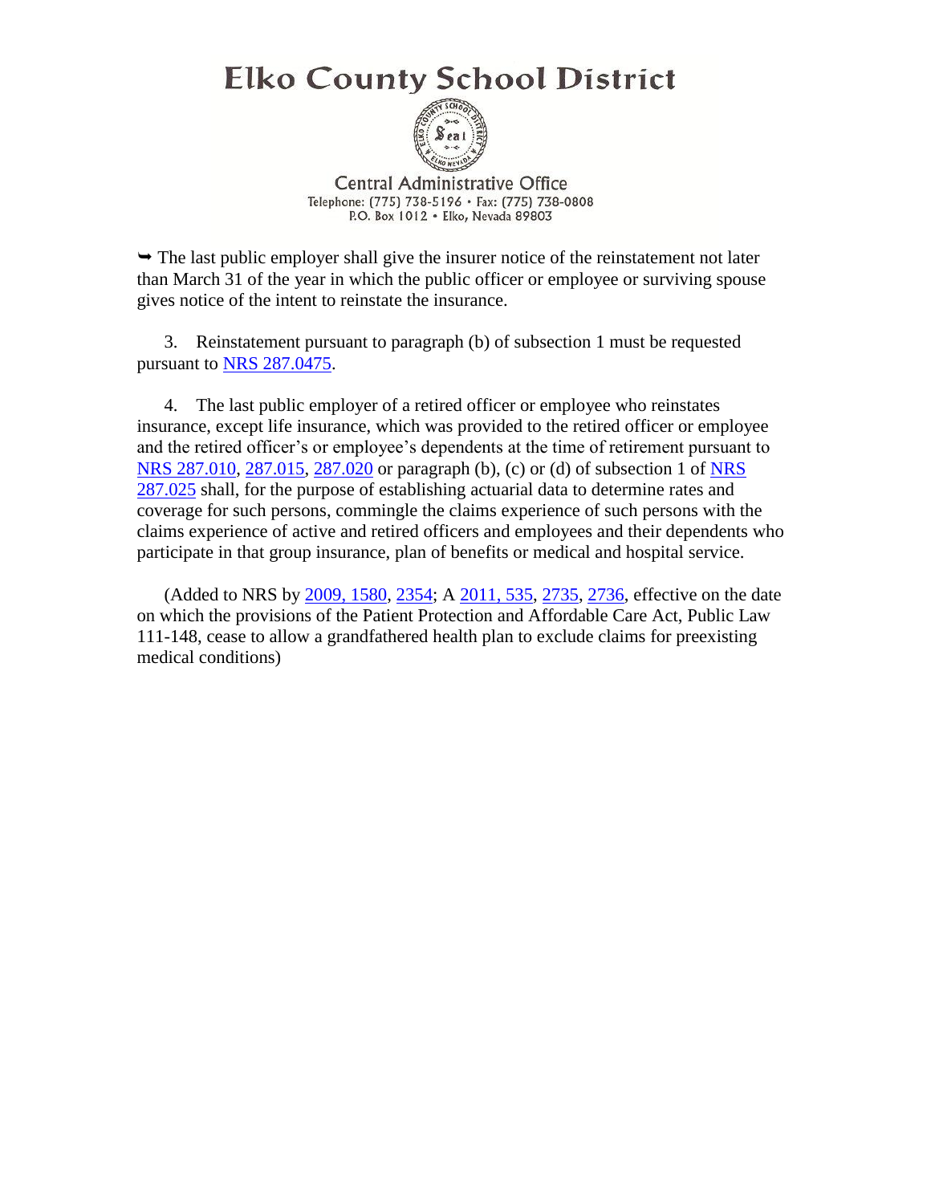➥ The last public employer shall give the insurer notice of the reinstatement not later than March 31 of the year in which the public officer or employee or surviving spouse gives notice of the intent to reinstate the insurance.

3. Reinstatement pursuant to paragraph (b) of subsection 1 must be requested pursuant to NRS 287.0475.

4. The last public employer of a retired officer or employee who reinstates insurance, except life insurance, which was provided to the retired officer or employee and the retired officer's or employee's dependents at the time of retirement pursuant to NRS 287.010, 287.015, 287.020 or paragraph (b), (c) or (d) of subsection 1 of NRS 287.025 shall, for the purpose of establishing actuarial data to determine rates and coverage for such persons, commingle the claims experience of such persons with the claims experience of active and retired officers and employees and their dependents who participate in that group insurance, plan of benefits or medical and hospital service.

(Added to NRS by 2009, 1580, 2354; A 2011, 535, 2735, 2736, effective on the date on which the provisions of the Patient Protection and Affordable Care Act, Public Law 111-148, cease to allow a grandfathered health plan to exclude claims for preexisting medical conditions)